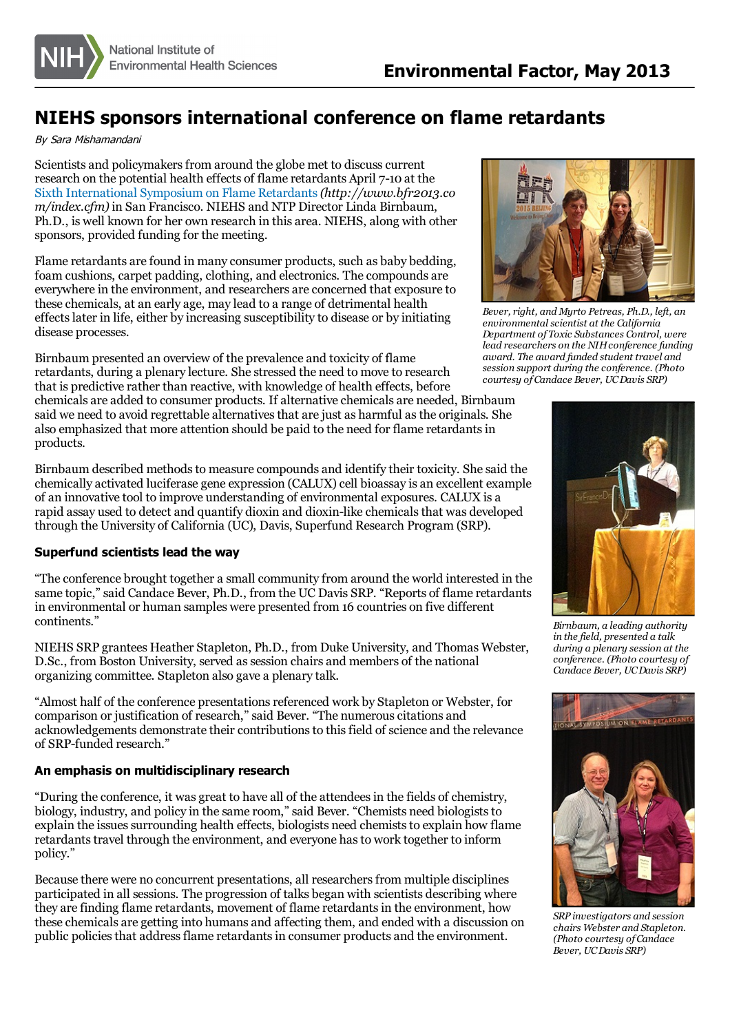# NIEHS sponsors international conference on flame retardants

*By Sara Mishamandani*

Scientists and policymakers from around the globe met to discuss current research on the potential health effects of flame retardants April 7-10 at the Sixth International Symposium on Flame Retardants *(http://www.bfr2013.com/index.cfm)* in San Francisco. NIEHS and NTP Director Linda Birnbaum, Ph.D., is well known for her own research in this area. NIEHS, along with other sponsors, provided funding for the meeting.

Flame retardants are found in many consumer products, such as baby bedding, foam cushions, carpet padding, clothing, and electronics. The compounds are everywhere in the environment, and researchers are concerned that exposure to these chemicals, at an early age, may lead to a range of detrimental health effects later in life, either by increasing susceptibility to disease or by initiating disease processes.

*Bever, right, and Myrto Petreas, Ph.D., left, an environmental scientist at the California Department of Toxic Substances Control, were lead researchers on the NIH conference funding award. The award funded student travel and session support during the conference. (Photo courtesy of Candace Bever, UC Davis SRP)*

Birnbaum presented an overview of the prevalence and toxicity of flame retardants, during a plenary lecture. She stressed the need to move to research that is predictive rather than reactive, with knowledge of health effects, before chemicals are added to consumer products. If alternative chemicals are needed, Birnbaum said we need to avoid regrettable alternatives that are just as harmful as the originals. She also emphasized that more attention should be paid to the need for flame retardants in products.

Birnbaum described methods to measure compounds and identify their toxicity. She said the chemically activated luciferase gene expression (CALUX) cell bioassay is an excellent example of an innovative tool to improve understanding of environmental exposures. CALUX is a rapid assay used to detect and quantify dioxin and dioxin-like chemicals that was developed through the University of California (UC), Davis, Superfund Research Program (SRP).

*Birnbaum, a leading authority in the field, presented a talk during a plenary session at the conference. (Photo courtesy of Candace Bever, UC Davis SRP)*

### Superfund scientists lead the way

"The conference brought together a small community from around the world interested in the same topic," said Candace Bever, Ph.D., from the UC Davis SRP. "Reports of flame retardants in environmental or human samples were presented from 16 countries on five different continents."

NIEHS SRP grantees Heather Stapleton, Ph.D., from Duke University, and Thomas Webster, D.Sc., from Boston University, served as session chairs and members of the national organizing committee. Stapleton also gave a plenary talk.

"Almost half of the conference presentations referenced work by Stapleton or Webster, for comparison or justification of research," said Bever. "The numerous citations and acknowledgements demonstrate their contributions to this field of science and the relevance of SRP-funded research."

### An emphasis on multidisciplinary research

"During the conference, it was great to have all of the attendees in the fields of chemistry, biology, industry, and policy in the same room," said Bever. "Chemists need biologists to explain the issues surrounding health effects, biologists need chemists to explain how flame retardants travel through the environment, and everyone has to work together to inform policy."

Because there were no concurrent presentations, all researchers from multiple disciplines participated in all sessions. The progression of talks began with scientists describing where they are finding flame retardants, movement of flame retardants in the environment, how these chemicals are getting into humans and affecting them, and ended with a discussion on public policies that address flame retardants in consumer products and the environment.

*SRP investigators and session chairs Webster and Stapleton. (Photo courtesy of Candace Bever, UC Davis SRP)*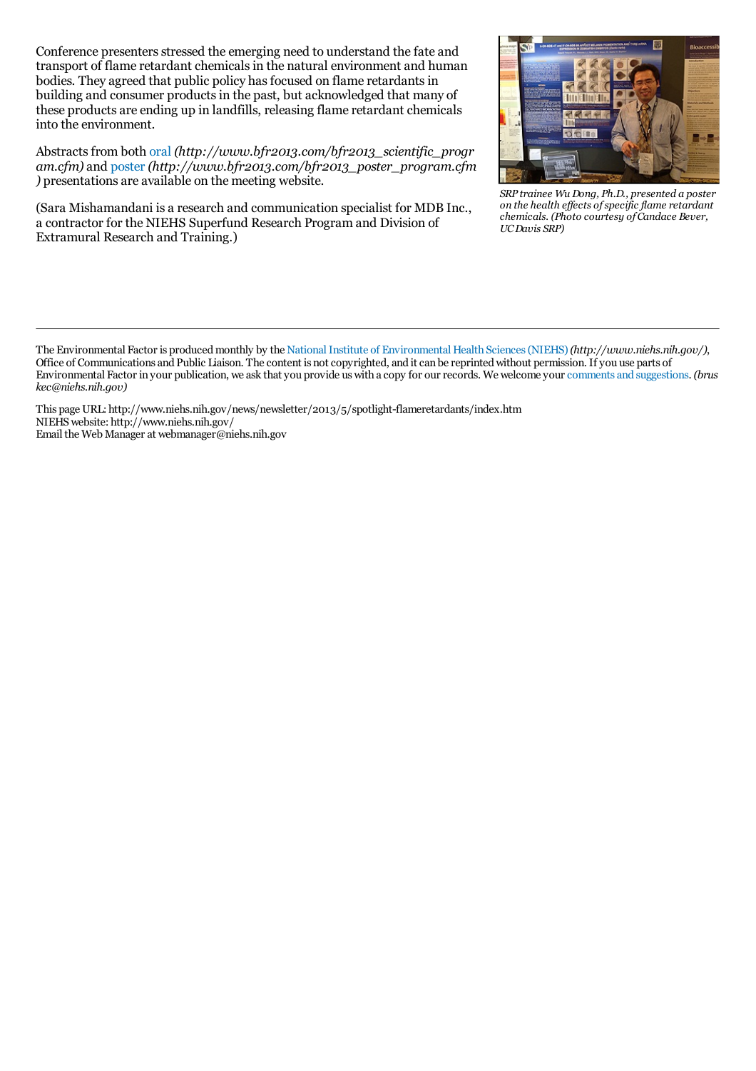Conference presenters stressed the emerging need to understand the fate and transport of flame retardant chemicals in the natural environment and human bodies. They agreed that public policy has focused on flame retardants in building and consumer products in the past, but acknowledged that many of these products are ending up in landfills, releasing flame retardant chemicals into the environment.

Abstracts from both oral *(http://www.bfr2013.com/bfr2013_scientific_program.cfm)* and poster *(http://www.bfr2013.com/bfr2013_poster_program.cfm)* presentations are available on the meeting website.

(Sara Mishamandani is a research and communication specialist for MDB Inc., a contractor for the NIEHS Superfund Research Program and Division of Extramural Research and Training.)

*SRP trainee Wu Dong, Ph.D., presented a poster on the health effects of specific flame retardant chemicals. (Photo courtesy of Candace Bever, UC Davis SRP)*

---

The Environmental Factor is produced monthly by the National Institute of Environmental Health Sciences (NIEHS) *(http://www.niehs.nih.gov/)*, Office of Communications and Public Liaison. The content is not copyrighted, and it can be reprinted without permission. If you use parts of Environmental Factor in your publication, we ask that you provide us with a copy for our records. We welcome your comments and suggestions. *(bruskec@niehs.nih.gov)*

This page URL: http://www.niehs.nih.gov/news/newsletter/2013/5/spotlight-flameretardants/index.htm
NIEHS website: http://www.niehs.nih.gov/
Email the Web Manager at webmanager@niehs.nih.gov